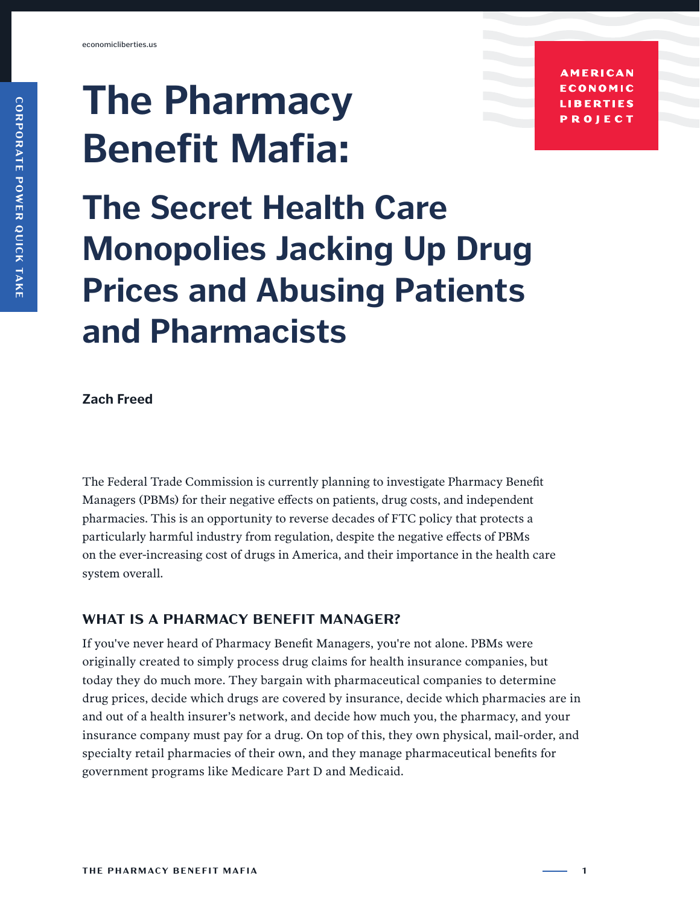# The Pharmacy Benefit Mafia:

## The Secret Health Care Monopolies Jacking Up Drug Prices and Abusing Patients and Pharmacists

**Zach Freed**

The Federal Trade Commission is currently planning to investigate Pharmacy Benefit Managers (PBMs) for their negative effects on patients, drug costs, and independent pharmacies. This is an opportunity to reverse decades of FTC policy that protects a particularly harmful industry from regulation, despite the negative effects of PBMs on the ever-increasing cost of drugs in America, and their importance in the health care system overall.

### WHAT IS A PHARMACY BENEFIT MANAGER?

If you've never heard of Pharmacy Benefit Managers, you're not alone. PBMs were originally created to simply process drug claims for health insurance companies, but today they do much more. They bargain with pharmaceutical companies to determine drug prices, decide which drugs are covered by insurance, decide which pharmacies are in and out of a health insurer's network, and decide how much you, the pharmacy, and your insurance company must pay for a drug. On top of this, they own physical, mail-order, and specialty retail pharmacies of their own, and they manage pharmaceutical benefits for government programs like Medicare Part D and Medicaid.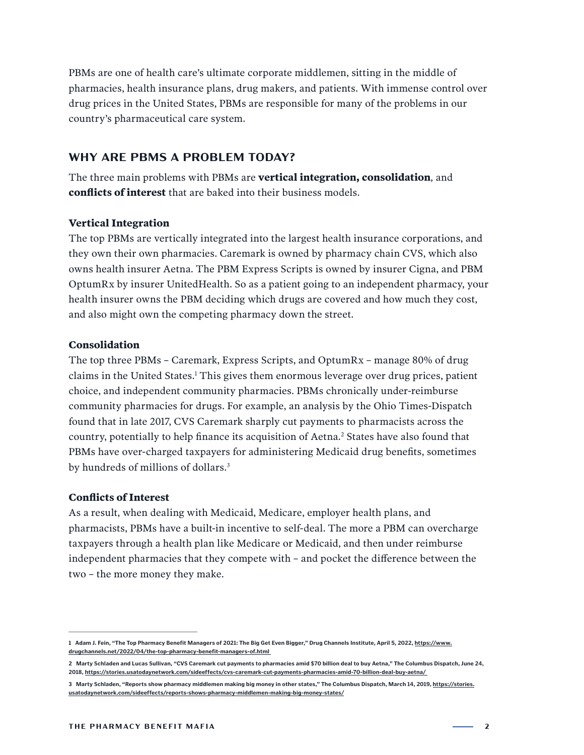PBMs are one of health care's ultimate corporate middlemen, sitting in the middle of pharmacies, health insurance plans, drug makers, and patients. With immense control over drug prices in the United States, PBMs are responsible for many of the problems in our country's pharmaceutical care system.

## WHY ARE PBMS A PROBLEM TODAY?

The three main problems with PBMs are **vertical integration, consolidation**, and **conflicts of interest** that are baked into their business models.

### Vertical Integration

The top PBMs are vertically integrated into the largest health insurance corporations, and they own their own pharmacies. Caremark is owned by pharmacy chain CVS, which also owns health insurer Aetna. The PBM Express Scripts is owned by insurer Cigna, and PBM OptumRx by insurer UnitedHealth. So as a patient going to an independent pharmacy, your health insurer owns the PBM deciding which drugs are covered and how much they cost, and also might own the competing pharmacy down the street.

### Consolidation

The top three PBMs – Caremark, Express Scripts, and OptumRx – manage 80% of drug claims in the United States.[1] This gives them enormous leverage over drug prices, patient choice, and independent community pharmacies. PBMs chronically under-reimburse community pharmacies for drugs. For example, an analysis by the Ohio Times-Dispatch found that in late 2017, CVS Caremark sharply cut payments to pharmacists across the country, potentially to help finance its acquisition of Aetna.[2] States have also found that PBMs have over-charged taxpayers for administering Medicaid drug benefits, sometimes by hundreds of millions of dollars.[3]

### Conflicts of Interest

As a result, when dealing with Medicaid, Medicare, employer health plans, and pharmacists, PBMs have a built-in incentive to self-deal. The more a PBM can overcharge taxpayers through a health plan like Medicare or Medicaid, and then under reimburse independent pharmacies that they compete with – and pocket the difference between the two – the more money they make.

---

1 Adam J. Fein, "The Top Pharmacy Benefit Managers of 2021: The Big Get Even Bigger," Drug Channels Institute, April 5, 2022, https://www.drugchannels.net/2022/04/the-top-pharmacy-benefit-managers-of.html

2 Marty Schladen and Lucas Sullivan, "CVS Caremark cut payments to pharmacies amid $70 billion deal to buy Aetna," The Columbus Dispatch, June 24, 2018, https://stories.usatodaynetwork.com/sideeffects/cvs-caremark-cut-payments-pharmacies-amid-70-billion-deal-buy-aetna/

3 Marty Schladen, "Reports show pharmacy middlemen making big money in other states," The Columbus Dispatch, March 14, 2019, https://stories.usatodaynetwork.com/sideeffects/reports-shows-pharmacy-middlemen-making-big-money-states/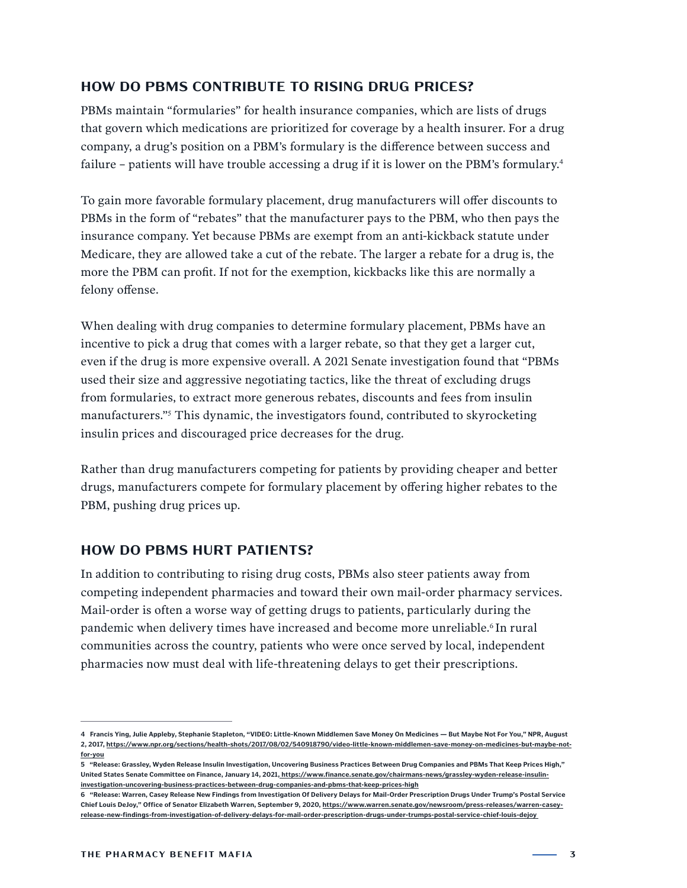## HOW DO PBMS CONTRIBUTE TO RISING DRUG PRICES?

PBMs maintain "formularies" for health insurance companies, which are lists of drugs that govern which medications are prioritized for coverage by a health insurer. For a drug company, a drug's position on a PBM's formulary is the difference between success and failure – patients will have trouble accessing a drug if it is lower on the PBM's formulary.[4]

To gain more favorable formulary placement, drug manufacturers will offer discounts to PBMs in the form of "rebates" that the manufacturer pays to the PBM, who then pays the insurance company. Yet because PBMs are exempt from an anti-kickback statute under Medicare, they are allowed take a cut of the rebate. The larger a rebate for a drug is, the more the PBM can profit. If not for the exemption, kickbacks like this are normally a felony offense.

When dealing with drug companies to determine formulary placement, PBMs have an incentive to pick a drug that comes with a larger rebate, so that they get a larger cut, even if the drug is more expensive overall. A 2021 Senate investigation found that "PBMs used their size and aggressive negotiating tactics, like the threat of excluding drugs from formularies, to extract more generous rebates, discounts and fees from insulin manufacturers."[5] This dynamic, the investigators found, contributed to skyrocketing insulin prices and discouraged price decreases for the drug.

Rather than drug manufacturers competing for patients by providing cheaper and better drugs, manufacturers compete for formulary placement by offering higher rebates to the PBM, pushing drug prices up.

## HOW DO PBMS HURT PATIENTS?

In addition to contributing to rising drug costs, PBMs also steer patients away from competing independent pharmacies and toward their own mail-order pharmacy services. Mail-order is often a worse way of getting drugs to patients, particularly during the pandemic when delivery times have increased and become more unreliable.[6] In rural communities across the country, patients who were once served by local, independent pharmacies now must deal with life-threatening delays to get their prescriptions.

---

4 Francis Ying, Julie Appleby, Stephanie Stapleton, "VIDEO: Little-Known Middlemen Save Money On Medicines — But Maybe Not For You," NPR, August 2, 2017, https://www.npr.org/sections/health-shots/2017/08/02/540918790/video-little-known-middlemen-save-money-on-medicines-but-maybe-not-for-you

5 "Release: Grassley, Wyden Release Insulin Investigation, Uncovering Business Practices Between Drug Companies and PBMs That Keep Prices High," United States Senate Committee on Finance, January 14, 2021, https://www.finance.senate.gov/chairmans-news/grassley-wyden-release-insulin-investigation-uncovering-business-practices-between-drug-companies-and-pbms-that-keep-prices-high

6 "Release: Warren, Casey Release New Findings from Investigation Of Delivery Delays for Mail-Order Prescription Drugs Under Trump's Postal Service Chief Louis DeJoy," Office of Senator Elizabeth Warren, September 9, 2020, https://www.warren.senate.gov/newsroom/press-releases/warren-casey-release-new-findings-from-investigation-of-delivery-delays-for-mail-order-prescription-drugs-under-trumps-postal-service-chief-louis-dejoy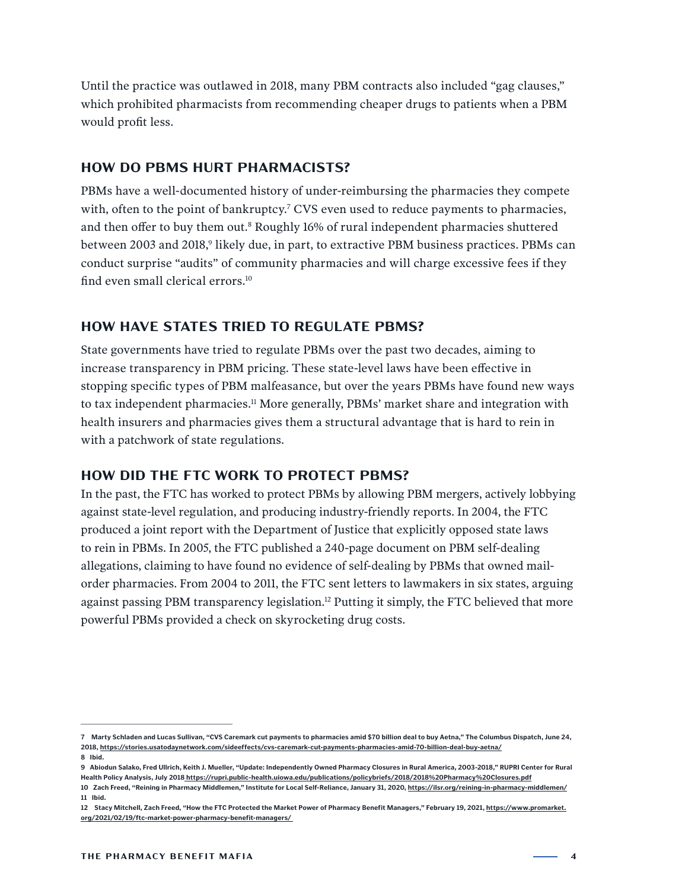Until the practice was outlawed in 2018, many PBM contracts also included "gag clauses," which prohibited pharmacists from recommending cheaper drugs to patients when a PBM would profit less.

## HOW DO PBMS HURT PHARMACISTS?

PBMs have a well-documented history of under-reimbursing the pharmacies they compete with, often to the point of bankruptcy.[7] CVS even used to reduce payments to pharmacies, and then offer to buy them out.[8] Roughly 16% of rural independent pharmacies shuttered between 2003 and 2018,[9] likely due, in part, to extractive PBM business practices. PBMs can conduct surprise "audits" of community pharmacies and will charge excessive fees if they find even small clerical errors.[10]

## HOW HAVE STATES TRIED TO REGULATE PBMS?

State governments have tried to regulate PBMs over the past two decades, aiming to increase transparency in PBM pricing. These state-level laws have been effective in stopping specific types of PBM malfeasance, but over the years PBMs have found new ways to tax independent pharmacies.[11] More generally, PBMs' market share and integration with health insurers and pharmacies gives them a structural advantage that is hard to rein in with a patchwork of state regulations.

## HOW DID THE FTC WORK TO PROTECT PBMS?

In the past, the FTC has worked to protect PBMs by allowing PBM mergers, actively lobbying against state-level regulation, and producing industry-friendly reports. In 2004, the FTC produced a joint report with the Department of Justice that explicitly opposed state laws to rein in PBMs. In 2005, the FTC published a 240-page document on PBM self-dealing allegations, claiming to have found no evidence of self-dealing by PBMs that owned mail-order pharmacies. From 2004 to 2011, the FTC sent letters to lawmakers in six states, arguing against passing PBM transparency legislation.[12] Putting it simply, the FTC believed that more powerful PBMs provided a check on skyrocketing drug costs.

---

**7** Marty Schladen and Lucas Sullivan, "CVS Caremark cut payments to pharmacies amid $70 billion deal to buy Aetna," The Columbus Dispatch, June 24, 2018, https://stories.usatodaynetwork.com/sideeffects/cvs-caremark-cut-payments-pharmacies-amid-70-billion-deal-buy-aetna/

**8** Ibid.

**9** Abiodun Salako, Fred Ullrich, Keith J. Mueller, "Update: Independently Owned Pharmacy Closures in Rural America, 2003-2018," RUPRI Center for Rural Health Policy Analysis, July 2018 https://rupri.public-health.uiowa.edu/publications/policybriefs/2018/2018%20Pharmacy%20Closures.pdf

**10** Zach Freed, "Reining in Pharmacy Middlemen," Institute for Local Self-Reliance, January 31, 2020, https://ilsr.org/reining-in-pharmacy-middlemen/

**11** Ibid.

**12** Stacy Mitchell, Zach Freed, "How the FTC Protected the Market Power of Pharmacy Benefit Managers," February 19, 2021, https://www.promarket.org/2021/02/19/ftc-market-power-pharmacy-benefit-managers/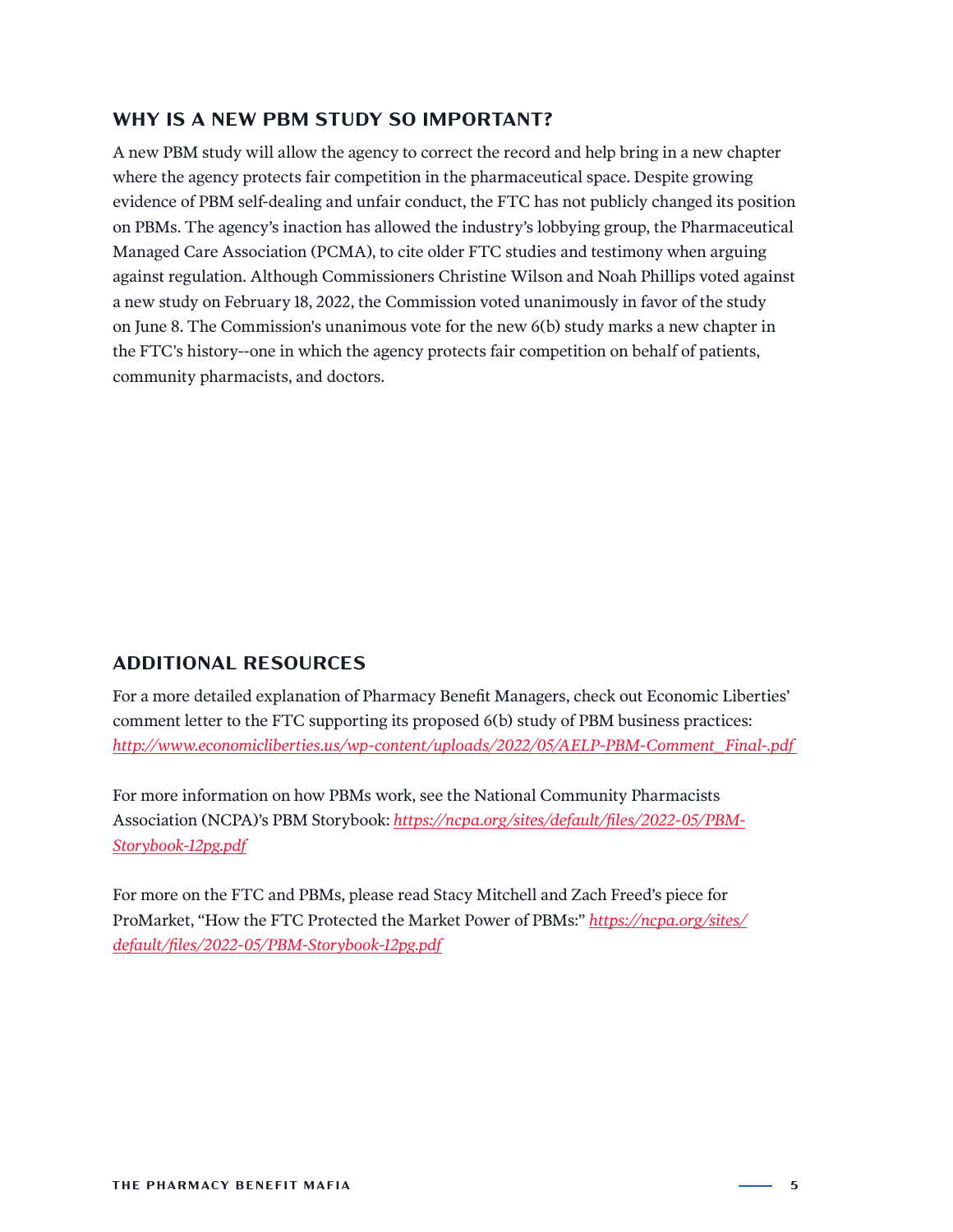## WHY IS A NEW PBM STUDY SO IMPORTANT?

A new PBM study will allow the agency to correct the record and help bring in a new chapter where the agency protects fair competition in the pharmaceutical space. Despite growing evidence of PBM self-dealing and unfair conduct, the FTC has not publicly changed its position on PBMs. The agency's inaction has allowed the industry's lobbying group, the Pharmaceutical Managed Care Association (PCMA), to cite older FTC studies and testimony when arguing against regulation. Although Commissioners Christine Wilson and Noah Phillips voted against a new study on February 18, 2022, the Commission voted unanimously in favor of the study on June 8. The Commission's unanimous vote for the new 6(b) study marks a new chapter in the FTC's history--one in which the agency protects fair competition on behalf of patients, community pharmacists, and doctors.

## ADDITIONAL RESOURCES

For a more detailed explanation of Pharmacy Benefit Managers, check out Economic Liberties' comment letter to the FTC supporting its proposed 6(b) study of PBM business practices: *http://www.economicliberties.us/wp-content/uploads/2022/05/AELP-PBM-Comment_Final-.pdf*

For more information on how PBMs work, see the National Community Pharmacists Association (NCPA)'s PBM Storybook: *https://ncpa.org/sites/default/files/2022-05/PBM-Storybook-12pg.pdf*

For more on the FTC and PBMs, please read Stacy Mitchell and Zach Freed's piece for ProMarket, "How the FTC Protected the Market Power of PBMs:" *https://ncpa.org/sites/default/files/2022-05/PBM-Storybook-12pg.pdf*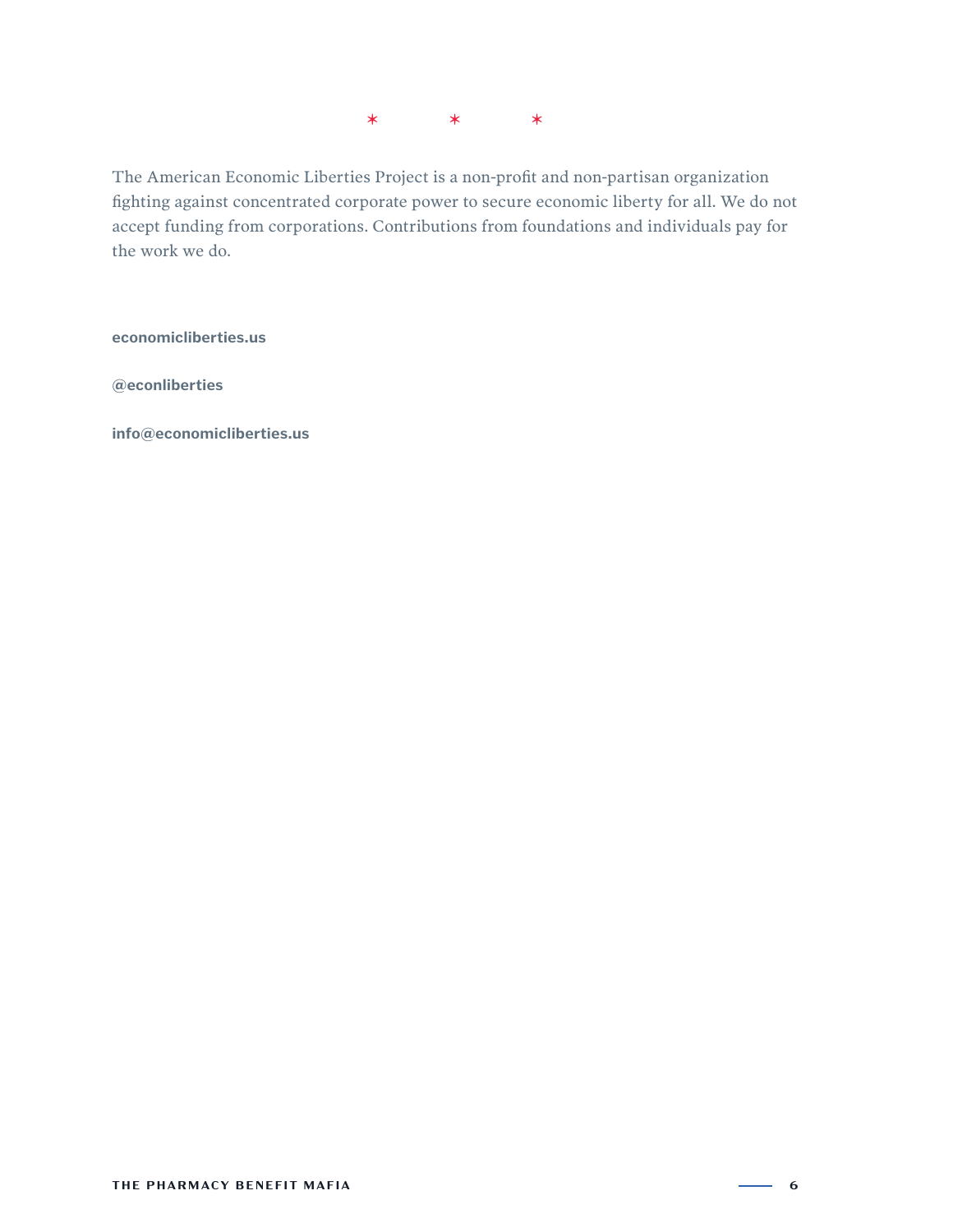\*　\*　\*

The American Economic Liberties Project is a non-profit and non-partisan organization fighting against concentrated corporate power to secure economic liberty for all. We do not accept funding from corporations. Contributions from foundations and individuals pay for the work we do.

**economicliberties.us**

**@econliberties**

**info@economicliberties.us**